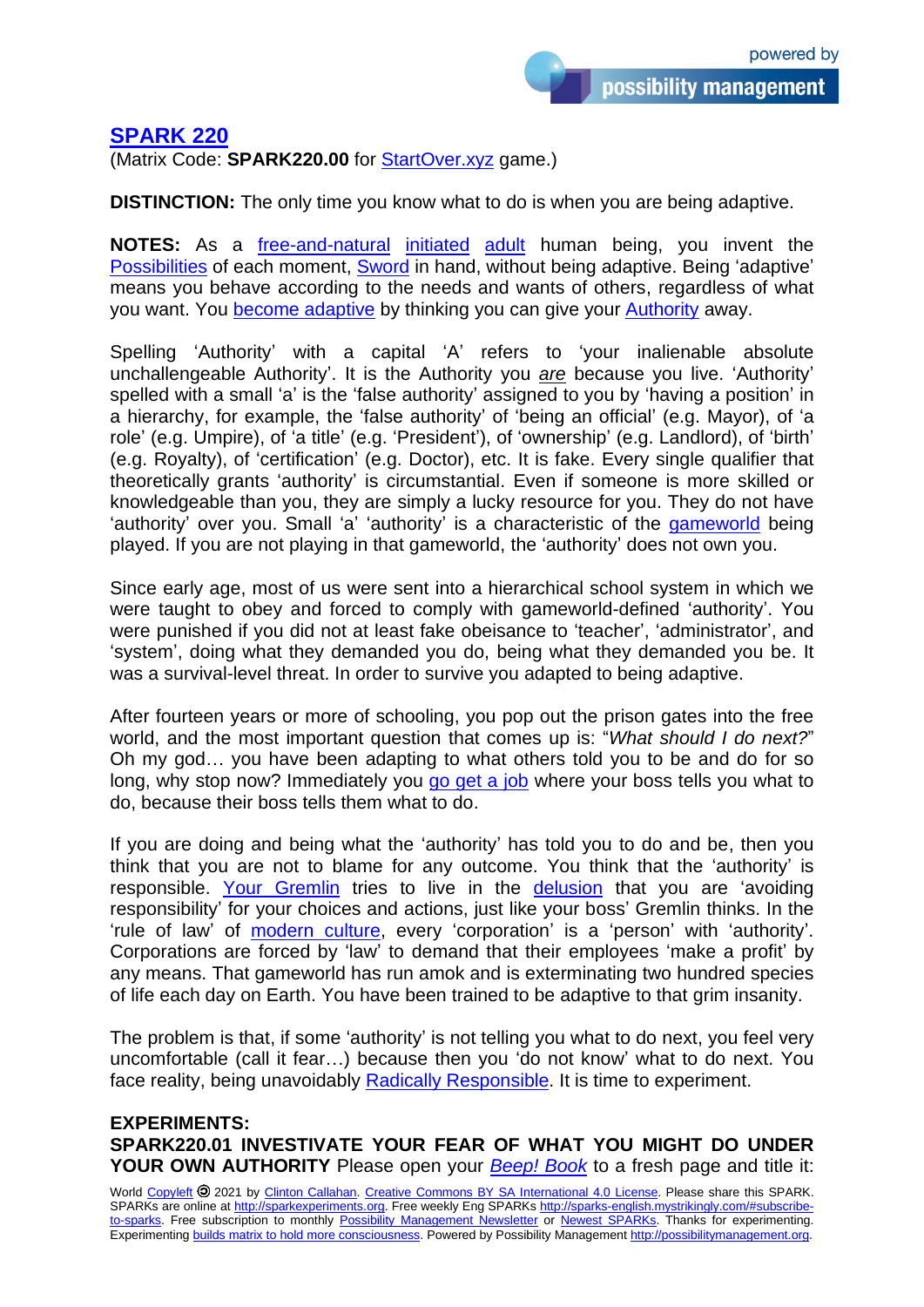## SPARK 220

(Matrix Code: **SPARK220.00** for StartOver.xyz game.)

**DISTINCTION:** The only time you know what to do is when you are being adaptive.

**NOTES:** As a free-and-natural initiated adult human being, you invent the Possibilities of each moment, Sword in hand, without being adaptive. Being 'adaptive' means you behave according to the needs and wants of others, regardless of what you want. You become adaptive by thinking you can give your Authority away.

Spelling 'Authority' with a capital 'A' refers to 'your inalienable absolute unchallengeable Authority'. It is the Authority you *are* because you live. 'Authority' spelled with a small 'a' is the 'false authority' assigned to you by 'having a position' in a hierarchy, for example, the 'false authority' of 'being an official' (e.g. Mayor), of 'a role' (e.g. Umpire), of 'a title' (e.g. 'President'), of 'ownership' (e.g. Landlord), of 'birth' (e.g. Royalty), of 'certification' (e.g. Doctor), etc. It is fake. Every single qualifier that theoretically grants 'authority' is circumstantial. Even if someone is more skilled or knowledgeable than you, they are simply a lucky resource for you. They do not have 'authority' over you. Small 'a' 'authority' is a characteristic of the gameworld being played. If you are not playing in that gameworld, the 'authority' does not own you.

Since early age, most of us were sent into a hierarchical school system in which we were taught to obey and forced to comply with gameworld-defined 'authority'. You were punished if you did not at least fake obeisance to 'teacher', 'administrator', and 'system', doing what they demanded you do, being what they demanded you be. It was a survival-level threat. In order to survive you adapted to being adaptive.

After fourteen years or more of schooling, you pop out the prison gates into the free world, and the most important question that comes up is: "*What should I do next?*" Oh my god… you have been adapting to what others told you to be and do for so long, why stop now? Immediately you go get a job where your boss tells you what to do, because their boss tells them what to do.

If you are doing and being what the 'authority' has told you to do and be, then you think that you are not to blame for any outcome. You think that the 'authority' is responsible. Your Gremlin tries to live in the delusion that you are 'avoiding responsibility' for your choices and actions, just like your boss' Gremlin thinks. In the 'rule of law' of modern culture, every 'corporation' is a 'person' with 'authority'. Corporations are forced by 'law' to demand that their employees 'make a profit' by any means. That gameworld has run amok and is exterminating two hundred species of life each day on Earth. You have been trained to be adaptive to that grim insanity.

The problem is that, if some 'authority' is not telling you what to do next, you feel very uncomfortable (call it fear…) because then you 'do not know' what to do next. You face reality, being unavoidably Radically Responsible. It is time to experiment.

**EXPERIMENTS:**

**SPARK220.01 INVESTIVATE YOUR FEAR OF WHAT YOU MIGHT DO UNDER YOUR OWN AUTHORITY** Please open your *Beep! Book* to a fresh page and title it:

World Copyleft 2021 by Clinton Callahan. Creative Commons BY SA International 4.0 License. Please share this SPARK. SPARKs are online at http://sparkexperiments.org. Free weekly Eng SPARKs http://sparks-english.mystrikingly.com/#subscribe-to-sparks. Free subscription to monthly Possibility Management Newsletter or Newest SPARKs. Thanks for experimenting. Experimenting builds matrix to hold more consciousness. Powered by Possibility Management http://possibilitymanagement.org.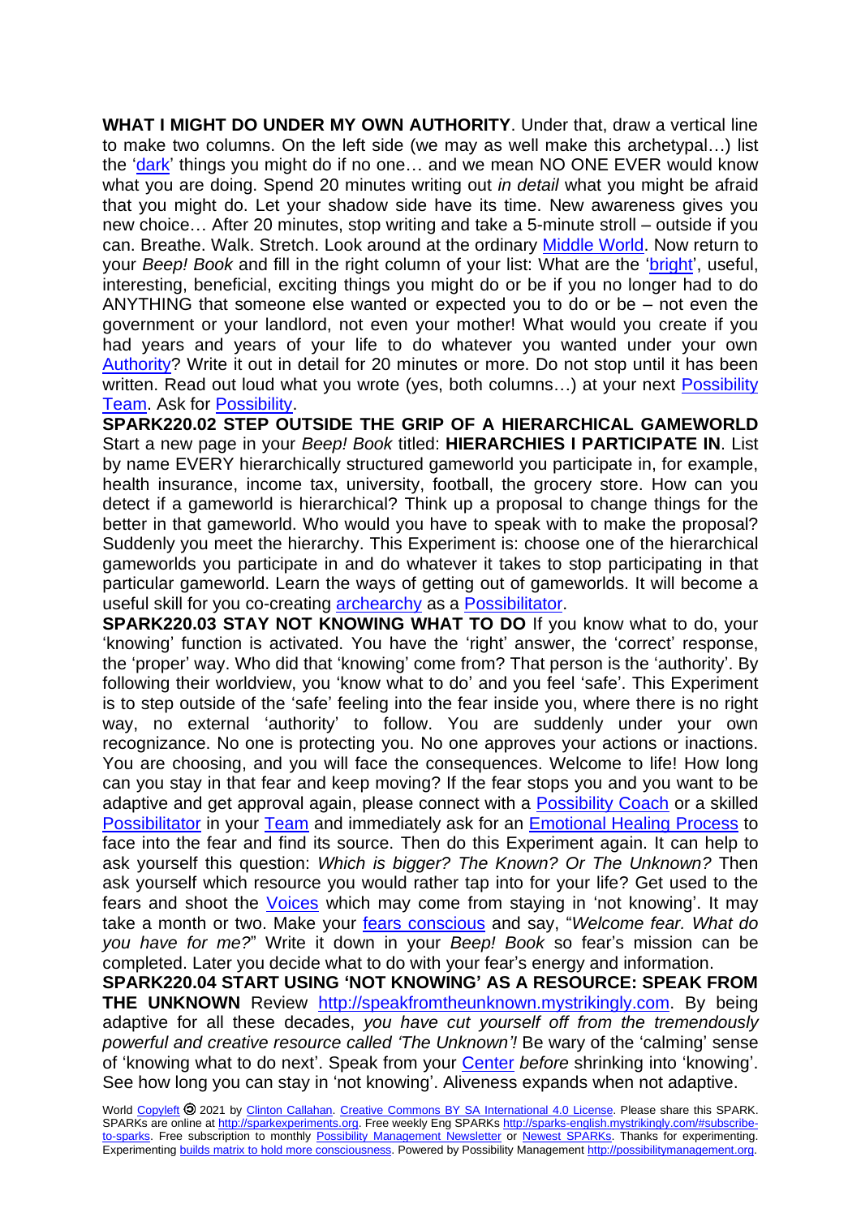**WHAT I MIGHT DO UNDER MY OWN AUTHORITY**. Under that, draw a vertical line to make two columns. On the left side (we may as well make this archetypal…) list the 'dark' things you might do if no one… and we mean NO ONE EVER would know what you are doing. Spend 20 minutes writing out *in detail* what you might be afraid that you might do. Let your shadow side have its time. New awareness gives you new choice… After 20 minutes, stop writing and take a 5-minute stroll – outside if you can. Breathe. Walk. Stretch. Look around at the ordinary Middle World. Now return to your *Beep! Book* and fill in the right column of your list: What are the 'bright', useful, interesting, beneficial, exciting things you might do or be if you no longer had to do ANYTHING that someone else wanted or expected you to do or be – not even the government or your landlord, not even your mother! What would you create if you had years and years of your life to do whatever you wanted under your own Authority? Write it out in detail for 20 minutes or more. Do not stop until it has been written. Read out loud what you wrote (yes, both columns…) at your next Possibility Team. Ask for Possibility.

**SPARK220.02 STEP OUTSIDE THE GRIP OF A HIERARCHICAL GAMEWORLD** Start a new page in your *Beep! Book* titled: **HIERARCHIES I PARTICIPATE IN**. List by name EVERY hierarchically structured gameworld you participate in, for example, health insurance, income tax, university, football, the grocery store. How can you detect if a gameworld is hierarchical? Think up a proposal to change things for the better in that gameworld. Who would you have to speak with to make the proposal? Suddenly you meet the hierarchy. This Experiment is: choose one of the hierarchical gameworlds you participate in and do whatever it takes to stop participating in that particular gameworld. Learn the ways of getting out of gameworlds. It will become a useful skill for you co-creating archearchy as a Possibilitator.

**SPARK220.03 STAY NOT KNOWING WHAT TO DO** If you know what to do, your 'knowing' function is activated. You have the 'right' answer, the 'correct' response, the 'proper' way. Who did that 'knowing' come from? That person is the 'authority'. By following their worldview, you 'know what to do' and you feel 'safe'. This Experiment is to step outside of the 'safe' feeling into the fear inside you, where there is no right way, no external 'authority' to follow. You are suddenly under your own recognizance. No one is protecting you. No one approves your actions or inactions. You are choosing, and you will face the consequences. Welcome to life! How long can you stay in that fear and keep moving? If the fear stops you and you want to be adaptive and get approval again, please connect with a Possibility Coach or a skilled Possibilitator in your Team and immediately ask for an Emotional Healing Process to face into the fear and find its source. Then do this Experiment again. It can help to ask yourself this question: *Which is bigger? The Known? Or The Unknown?* Then ask yourself which resource you would rather tap into for your life? Get used to the fears and shoot the Voices which may come from staying in 'not knowing'. It may take a month or two. Make your fears conscious and say, "*Welcome fear. What do you have for me?*" Write it down in your *Beep! Book* so fear's mission can be completed. Later you decide what to do with your fear's energy and information.

**SPARK220.04 START USING 'NOT KNOWING' AS A RESOURCE: SPEAK FROM THE UNKNOWN** Review http://speakfromtheunknown.mystrikingly.com. By being adaptive for all these decades, *you have cut yourself off from the tremendously powerful and creative resource called 'The Unknown'!* Be wary of the 'calming' sense of 'knowing what to do next'. Speak from your Center *before* shrinking into 'knowing'. See how long you can stay in 'not knowing'. Aliveness expands when not adaptive.

World Copyleft 🄯 2021 by Clinton Callahan. Creative Commons BY SA International 4.0 License. Please share this SPARK. SPARKs are online at http://sparkexperiments.org. Free weekly Eng SPARKs http://sparks-english.mystrikingly.com/#subscribe-to-sparks. Free subscription to monthly Possibility Management Newsletter or Newest SPARKs. Thanks for experimenting. Experimenting builds matrix to hold more consciousness. Powered by Possibility Management http://possibilitymanagement.org.